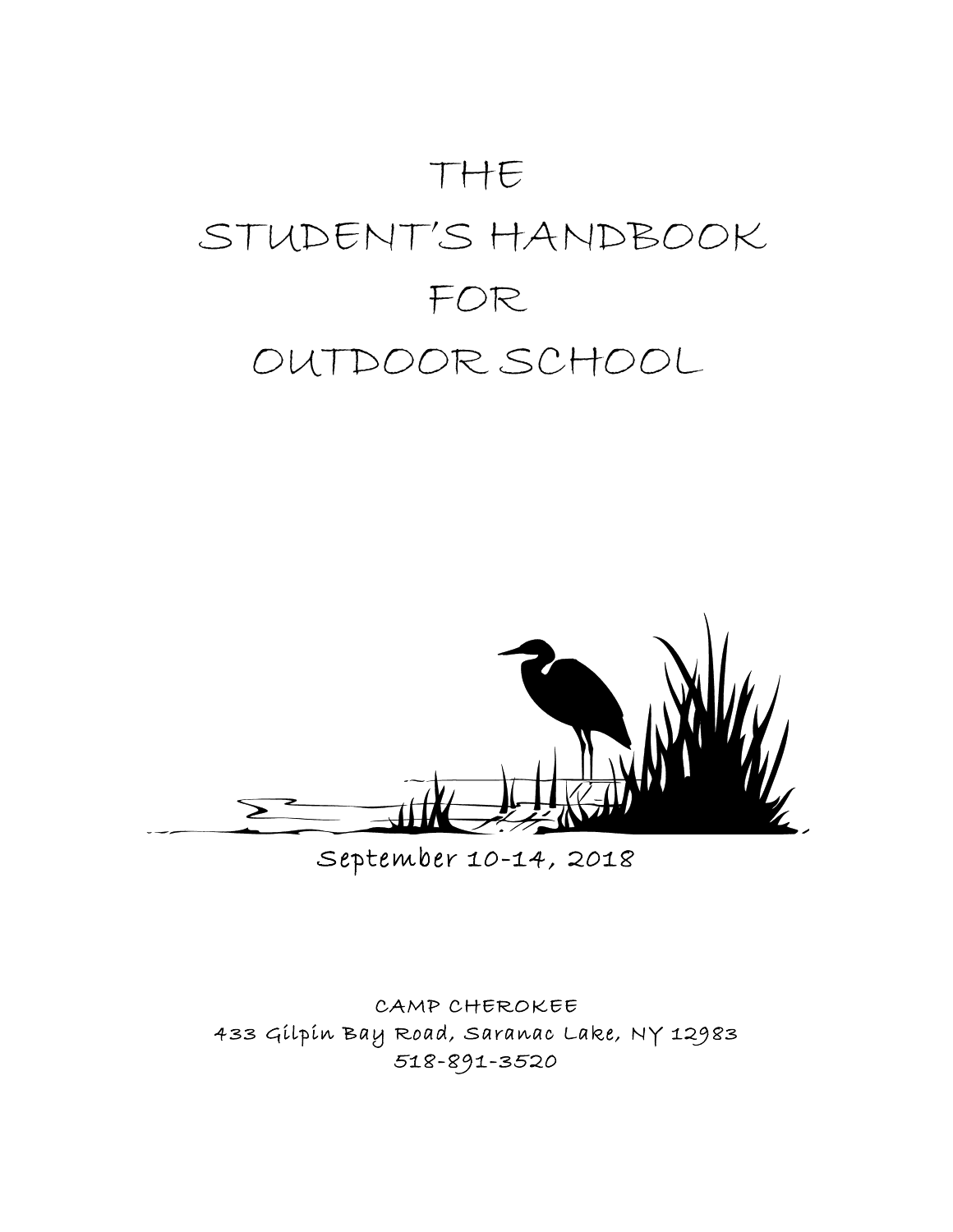# THE STUDENT'S HANDBOOK FOR OUTDOOR SCHOOL

September 10-14, 2018

CAMP CHEROKEE
433 Gilpin Bay Road, Saranac Lake, NY 12983
518-891-3520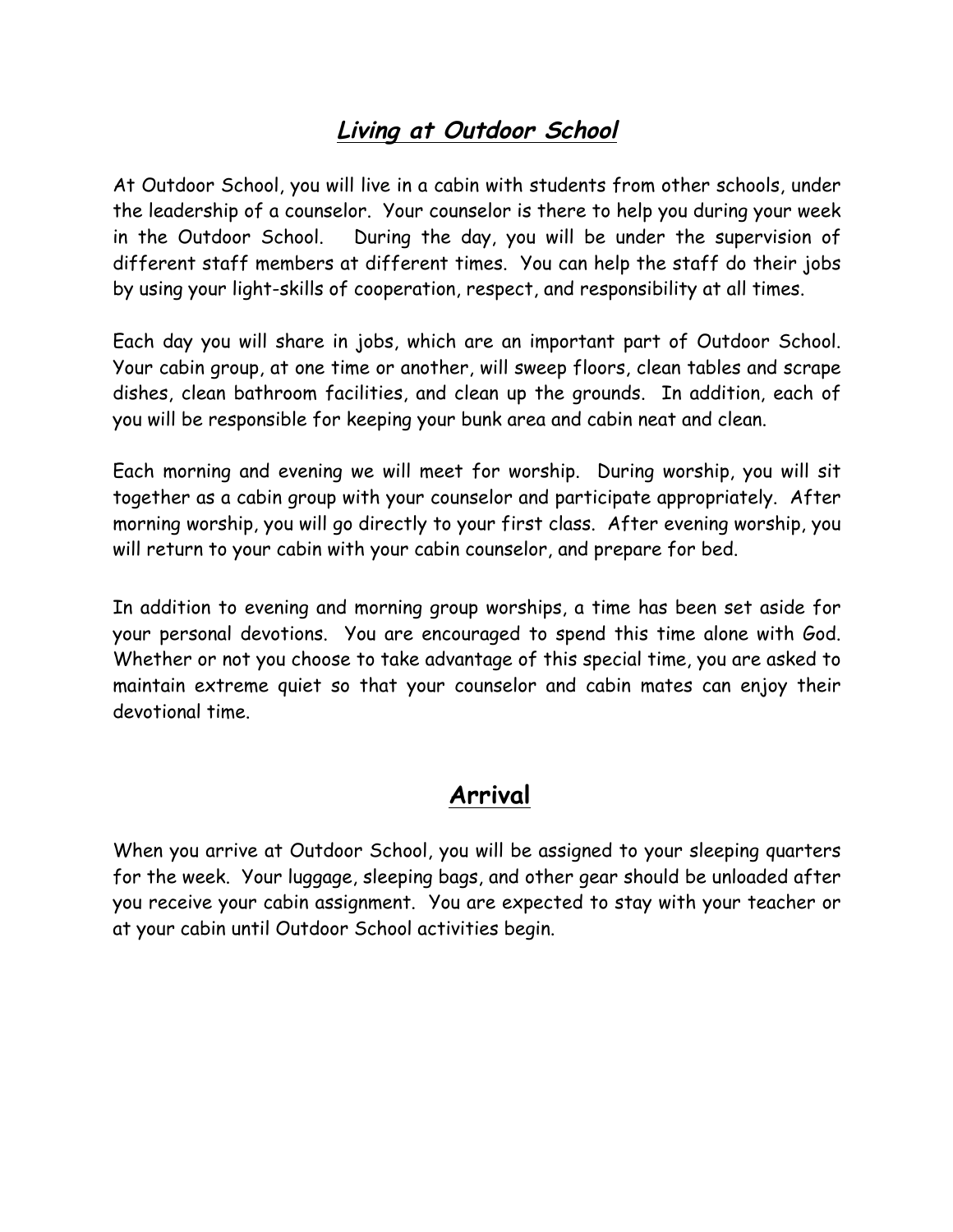## ***Living at Outdoor School***

At Outdoor School, you will live in a cabin with students from other schools, under the leadership of a counselor. Your counselor is there to help you during your week in the Outdoor School. During the day, you will be under the supervision of different staff members at different times. You can help the staff do their jobs by using your light-skills of cooperation, respect, and responsibility at all times.

Each day you will share in jobs, which are an important part of Outdoor School. Your cabin group, at one time or another, will sweep floors, clean tables and scrape dishes, clean bathroom facilities, and clean up the grounds. In addition, each of you will be responsible for keeping your bunk area and cabin neat and clean.

Each morning and evening we will meet for worship. During worship, you will sit together as a cabin group with your counselor and participate appropriately. After morning worship, you will go directly to your first class. After evening worship, you will return to your cabin with your cabin counselor, and prepare for bed.

In addition to evening and morning group worships, a time has been set aside for your personal devotions. You are encouraged to spend this time alone with God. Whether or not you choose to take advantage of this special time, you are asked to maintain extreme quiet so that your counselor and cabin mates can enjoy their devotional time.

## **Arrival**

When you arrive at Outdoor School, you will be assigned to your sleeping quarters for the week. Your luggage, sleeping bags, and other gear should be unloaded after you receive your cabin assignment. You are expected to stay with your teacher or at your cabin until Outdoor School activities begin.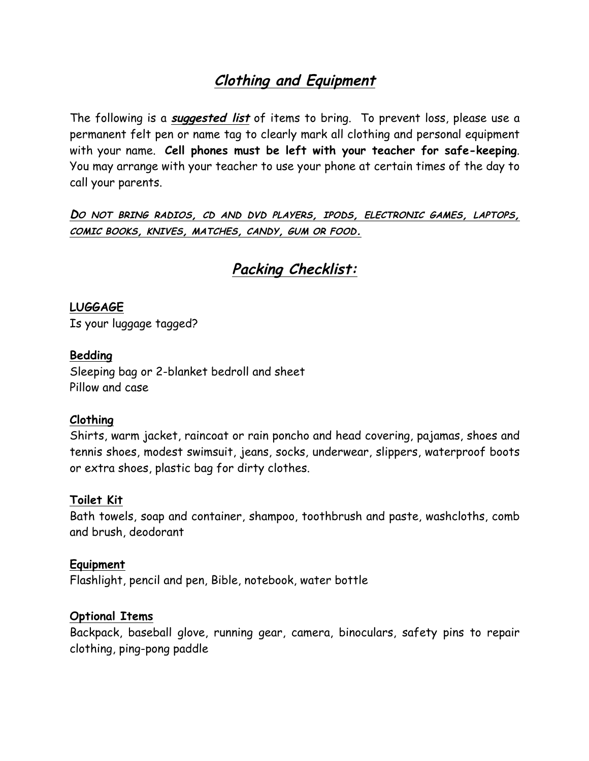## ***Clothing and Equipment***

The following is a ***suggested list*** of items to bring. To prevent loss, please use a permanent felt pen or name tag to clearly mark all clothing and personal equipment with your name. **Cell phones must be left with your teacher for safe-keeping**. You may arrange with your teacher to use your phone at certain times of the day to call your parents.

***DO NOT BRING RADIOS, CD AND DVD PLAYERS, IPODS, ELECTRONIC GAMES, LAPTOPS, COMIC BOOKS, KNIVES, MATCHES, CANDY, GUM OR FOOD.***

## ***Packing Checklist:***

**LUGGAGE**
Is your luggage tagged?

**Bedding**
Sleeping bag or 2-blanket bedroll and sheet
Pillow and case

**Clothing**
Shirts, warm jacket, raincoat or rain poncho and head covering, pajamas, shoes and tennis shoes, modest swimsuit, jeans, socks, underwear, slippers, waterproof boots or extra shoes, plastic bag for dirty clothes.

**Toilet Kit**
Bath towels, soap and container, shampoo, toothbrush and paste, washcloths, comb and brush, deodorant

**Equipment**
Flashlight, pencil and pen, Bible, notebook, water bottle

**Optional Items**
Backpack, baseball glove, running gear, camera, binoculars, safety pins to repair clothing, ping-pong paddle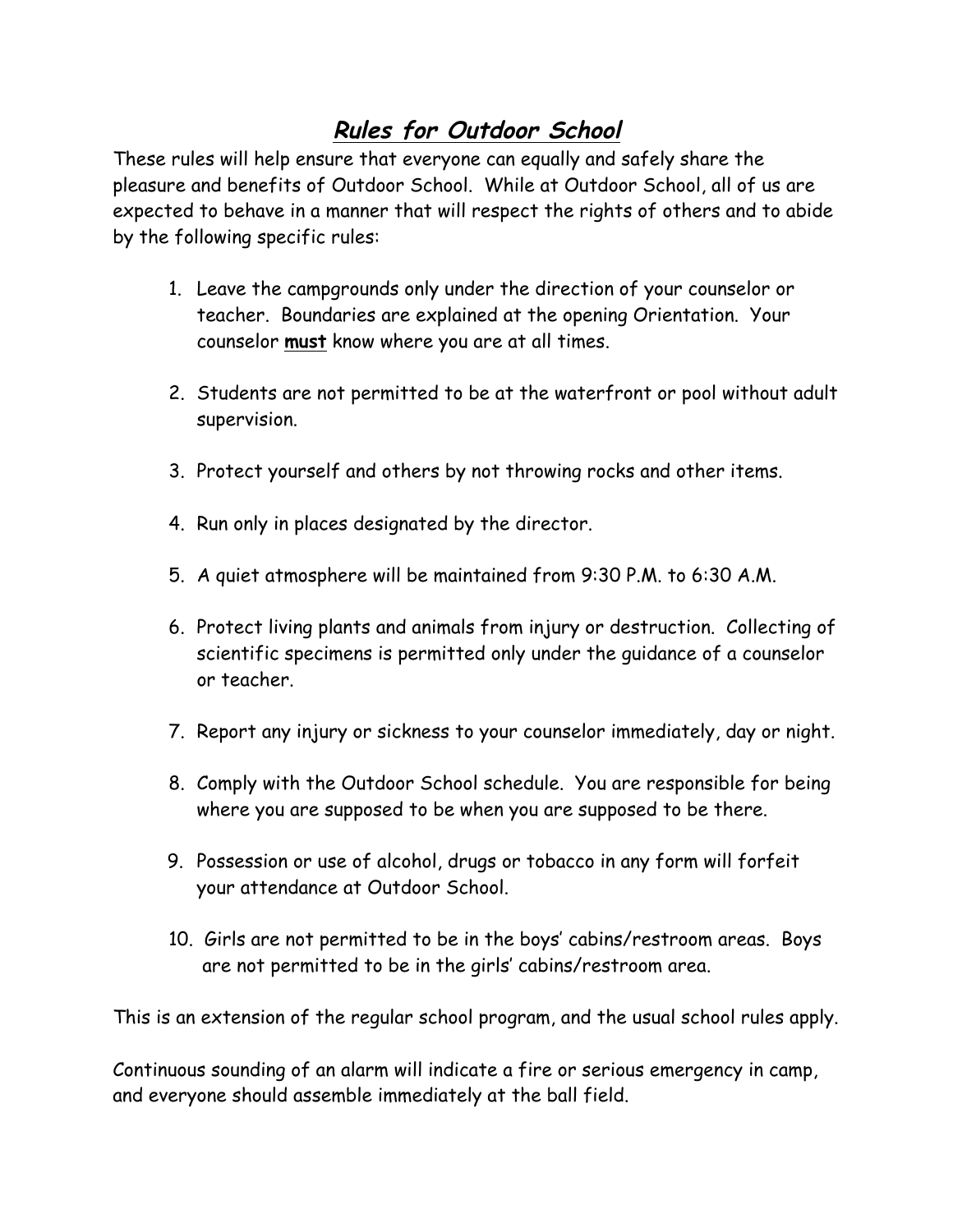# ***Rules for Outdoor School***

These rules will help ensure that everyone can equally and safely share the pleasure and benefits of Outdoor School. While at Outdoor School, all of us are expected to behave in a manner that will respect the rights of others and to abide by the following specific rules:

1. Leave the campgrounds only under the direction of your counselor or teacher. Boundaries are explained at the opening Orientation. Your counselor **must** know where you are at all times.

2. Students are not permitted to be at the waterfront or pool without adult supervision.

3. Protect yourself and others by not throwing rocks and other items.

4. Run only in places designated by the director.

5. A quiet atmosphere will be maintained from 9:30 P.M. to 6:30 A.M.

6. Protect living plants and animals from injury or destruction. Collecting of scientific specimens is permitted only under the guidance of a counselor or teacher.

7. Report any injury or sickness to your counselor immediately, day or night.

8. Comply with the Outdoor School schedule. You are responsible for being where you are supposed to be when you are supposed to be there.

9. Possession or use of alcohol, drugs or tobacco in any form will forfeit your attendance at Outdoor School.

10. Girls are not permitted to be in the boys' cabins/restroom areas. Boys are not permitted to be in the girls' cabins/restroom area.

This is an extension of the regular school program, and the usual school rules apply.

Continuous sounding of an alarm will indicate a fire or serious emergency in camp, and everyone should assemble immediately at the ball field.